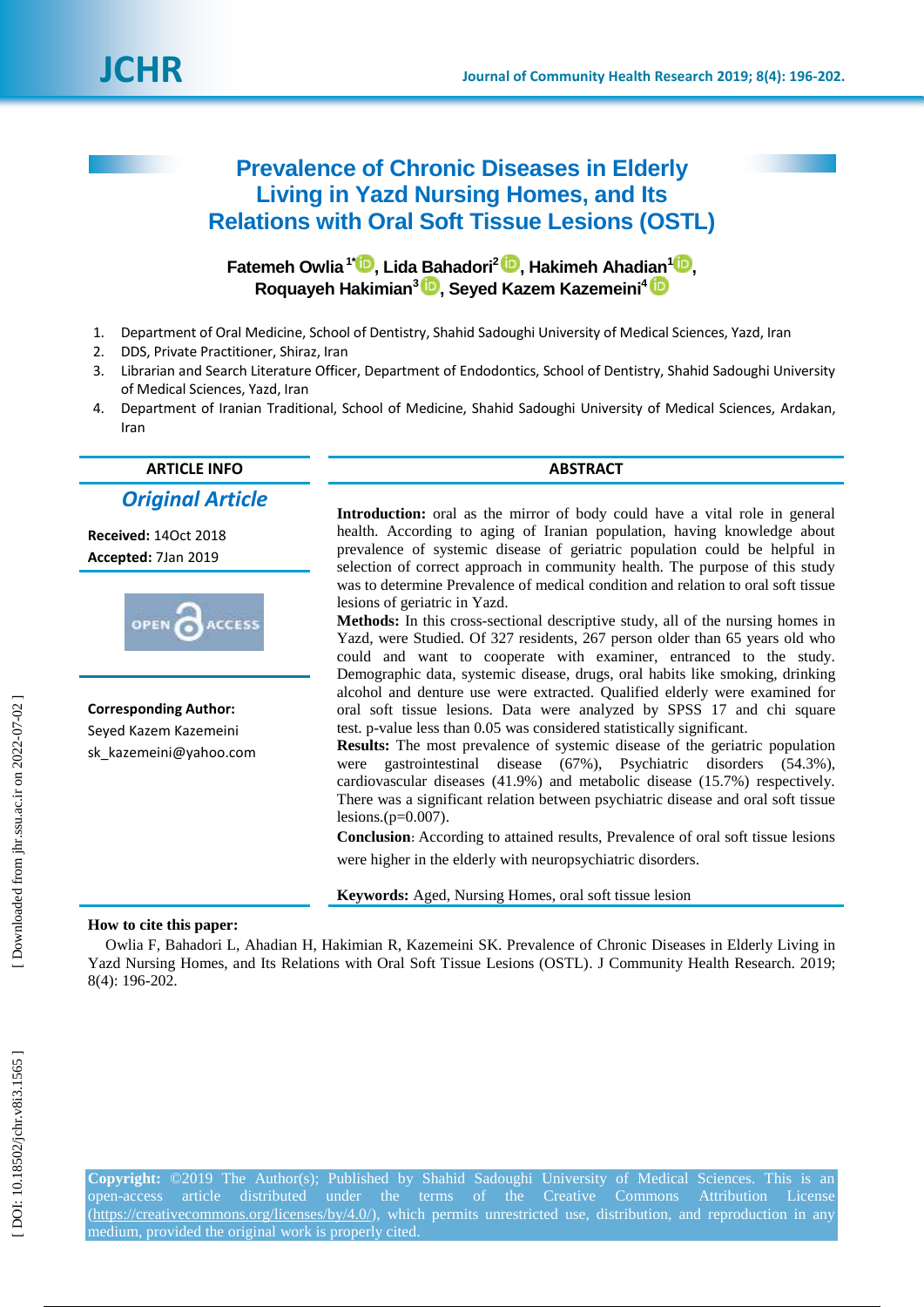# Prevalence of Chronic Diseases in Elderly Living in Yazd Nursing Homes, and Its Relations with Oral Soft Tissue Lesions (OSTL)

**Fatemeh Owlia [1*], Lida Bahadori [2], Hakimeh Ahadian [1], Roquayeh Hakimian [3], Seyed Kazem Kazemeini [4]**

1. Department of Oral Medicine, School of Dentistry, Shahid Sadoughi University of Medical Sciences, Yazd, Iran
2. DDS, Private Practitioner, Shiraz, Iran
3. Librarian and Search Literature Officer, Department of Endodontics, School of Dentistry, Shahid Sadoughi University of Medical Sciences, Yazd, Iran
4. Department of Iranian Traditional, School of Medicine, Shahid Sadoughi University of Medical Sciences, Ardakan, Iran

## ARTICLE INFO

*Original Article*

**Received:** 14Oct 2018
**Accepted:** 7Jan 2019

OPEN ACCESS

**Corresponding Author:**
Seyed Kazem Kazemeini
sk_kazemeini@yahoo.com

## ABSTRACT

**Introduction:** oral as the mirror of body could have a vital role in general health. According to aging of Iranian population, having knowledge about prevalence of systemic disease of geriatric population could be helpful in selection of correct approach in community health. The purpose of this study was to determine Prevalence of medical condition and relation to oral soft tissue lesions of geriatric in Yazd.

**Methods:** In this cross-sectional descriptive study, all of the nursing homes in Yazd, were Studied. Of 327 residents, 267 person older than 65 years old who could and want to cooperate with examiner, entranced to the study. Demographic data, systemic disease, drugs, oral habits like smoking, drinking alcohol and denture use were extracted. Qualified elderly were examined for oral soft tissue lesions. Data were analyzed by SPSS 17 and chi square test. p-value less than 0.05 was considered statistically significant.

**Results:** The most prevalence of systemic disease of the geriatric population were gastrointestinal disease (67%), Psychiatric disorders (54.3%), cardiovascular diseases (41.9%) and metabolic disease (15.7%) respectively. There was a significant relation between psychiatric disease and oral soft tissue lesions.(p=0.007).

**Conclusion**: According to attained results, Prevalence of oral soft tissue lesions were higher in the elderly with neuropsychiatric disorders.

**Keywords:** Aged, Nursing Homes, oral soft tissue lesion

**How to cite this paper:**

Owlia F, Bahadori L, Ahadian H, Hakimian R, Kazemeini SK. Prevalence of Chronic Diseases in Elderly Living in Yazd Nursing Homes, and Its Relations with Oral Soft Tissue Lesions (OSTL). J Community Health Research. 2019; 8(4): 196-202.

**Copyright:** ©2019 The Author(s); Published by Shahid Sadoughi University of Medical Sciences. This is an open-access article distributed under the terms of the Creative Commons Attribution License (https://creativecommons.org/licenses/by/4.0/), which permits unrestricted use, distribution, and reproduction in any medium, provided the original work is properly cited.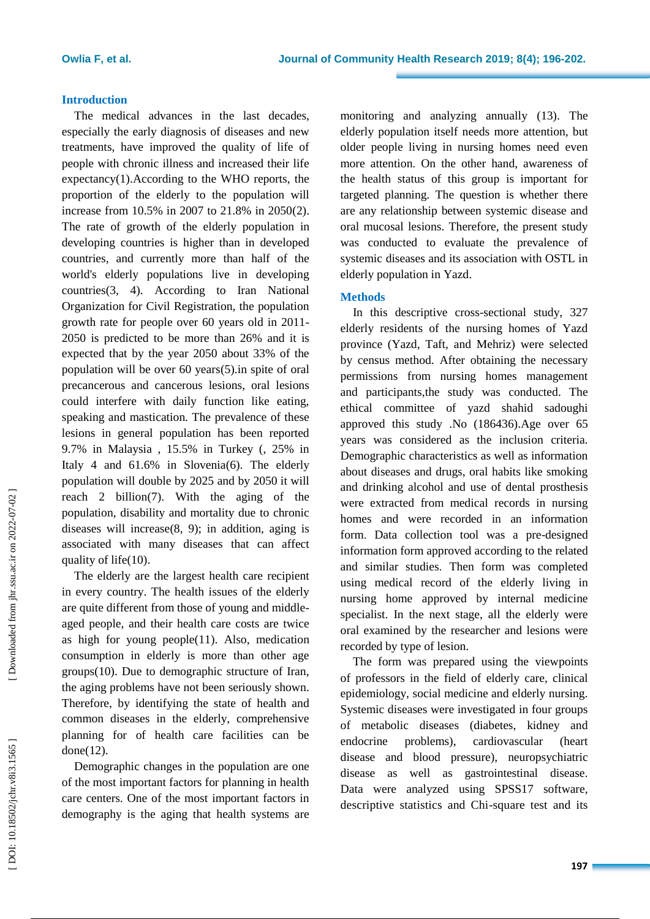## Introduction

The medical advances in the last decades, especially the early diagnosis of diseases and new treatments, have improved the quality of life of people with chronic illness and increased their life expectancy(1).According to the WHO reports, the proportion of the elderly to the population will increase from 10.5% in 2007 to 21.8% in 2050(2). The rate of growth of the elderly population in developing countries is higher than in developed countries, and currently more than half of the world's elderly populations live in developing countries(3, 4). According to Iran National Organization for Civil Registration, the population growth rate for people over 60 years old in 2011-2050 is predicted to be more than 26% and it is expected that by the year 2050 about 33% of the population will be over 60 years(5).in spite of oral precancerous and cancerous lesions, oral lesions could interfere with daily function like eating, speaking and mastication. The prevalence of these lesions in general population has been reported 9.7% in Malaysia , 15.5% in Turkey (, 25% in Italy 4 and 61.6% in Slovenia(6). The elderly population will double by 2025 and by 2050 it will reach 2 billion(7). With the aging of the population, disability and mortality due to chronic diseases will increase(8, 9); in addition, aging is associated with many diseases that can affect quality of life(10).

The elderly are the largest health care recipient in every country. The health issues of the elderly are quite different from those of young and middle-aged people, and their health care costs are twice as high for young people(11). Also, medication consumption in elderly is more than other age groups(10). Due to demographic structure of Iran, the aging problems have not been seriously shown. Therefore, by identifying the state of health and common diseases in the elderly, comprehensive planning for of health care facilities can be done(12).

Demographic changes in the population are one of the most important factors for planning in health care centers. One of the most important factors in demography is the aging that health systems are monitoring and analyzing annually (13). The elderly population itself needs more attention, but older people living in nursing homes need even more attention. On the other hand, awareness of the health status of this group is important for targeted planning. The question is whether there are any relationship between systemic disease and oral mucosal lesions. Therefore, the present study was conducted to evaluate the prevalence of systemic diseases and its association with OSTL in elderly population in Yazd.

## Methods

In this descriptive cross-sectional study, 327 elderly residents of the nursing homes of Yazd province (Yazd, Taft, and Mehriz) were selected by census method. After obtaining the necessary permissions from nursing homes management and participants,the study was conducted. The ethical committee of yazd shahid sadoughi approved this study .No (186436).Age over 65 years was considered as the inclusion criteria. Demographic characteristics as well as information about diseases and drugs, oral habits like smoking and drinking alcohol and use of dental prosthesis were extracted from medical records in nursing homes and were recorded in an information form. Data collection tool was a pre-designed information form approved according to the related and similar studies. Then form was completed using medical record of the elderly living in nursing home approved by internal medicine specialist. In the next stage, all the elderly were oral examined by the researcher and lesions were recorded by type of lesion.

The form was prepared using the viewpoints of professors in the field of elderly care, clinical epidemiology, social medicine and elderly nursing. Systemic diseases were investigated in four groups of metabolic diseases (diabetes, kidney and endocrine problems), cardiovascular (heart disease and blood pressure), neuropsychiatric disease as well as gastrointestinal disease. Data were analyzed using SPSS17 software, descriptive statistics and Chi-square test and its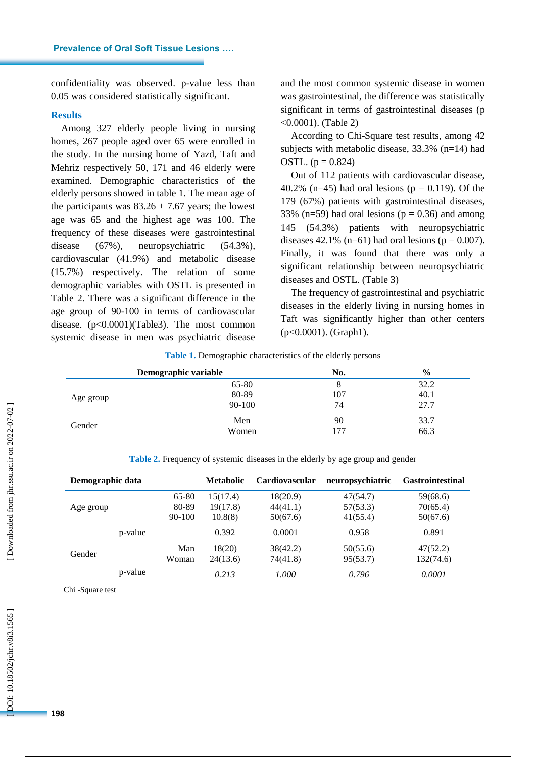confidentiality was observed. p-value less than 0.05 was considered statistically significant.

## Results

Among 327 elderly people living in nursing homes, 267 people aged over 65 were enrolled in the study. In the nursing home of Yazd, Taft and Mehriz respectively 50, 171 and 46 elderly were examined. Demographic characteristics of the elderly persons showed in table 1. The mean age of the participants was 83.26 ± 7.67 years; the lowest age was 65 and the highest age was 100. The frequency of these diseases were gastrointestinal disease (67%), neuropsychiatric (54.3%), cardiovascular (41.9%) and metabolic disease (15.7%) respectively. The relation of some demographic variables with OSTL is presented in Table 2. There was a significant difference in the age group of 90-100 in terms of cardiovascular disease. (p<0.0001)(Table3). The most common systemic disease in men was psychiatric disease and the most common systemic disease in women was gastrointestinal, the difference was statistically significant in terms of gastrointestinal diseases (p <0.0001). (Table 2)

According to Chi-Square test results, among 42 subjects with metabolic disease, 33.3% (n=14) had OSTL. (p = 0.824)

Out of 112 patients with cardiovascular disease, 40.2% (n=45) had oral lesions (p = 0.119). Of the 179 (67%) patients with gastrointestinal diseases, 33% (n=59) had oral lesions (p = 0.36) and among 145 (54.3%) patients with neuropsychiatric diseases 42.1% (n=61) had oral lesions (p = 0.007). Finally, it was found that there was only a significant relationship between neuropsychiatric diseases and OSTL. (Table 3)

The frequency of gastrointestinal and psychiatric diseases in the elderly living in nursing homes in Taft was significantly higher than other centers (p<0.0001). (Graph1).

**Table 1.** Demographic characteristics of the elderly persons

| Demographic variable | | No. | % |
|---|---|---|---|
| Age group | 65-80 | 8 | 32.2 |
| | 80-89 | 107 | 40.1 |
| | 90-100 | 74 | 27.7 |
| Gender | Men | 90 | 33.7 |
| | Women | 177 | 66.3 |

**Table 2.** Frequency of systemic diseases in the elderly by age group and gender

| Demographic data | | Metabolic | Cardiovascular | neuropsychiatric | Gastrointestinal |
|---|---|---|---|---|---|
| Age group | 65-80 | 15(17.4) | 18(20.9) | 47(54.7) | 59(68.6) |
| | 80-89 | 19(17.8) | 44(41.1) | 57(53.3) | 70(65.4) |
| | 90-100 | 10.8(8) | 50(67.6) | 41(55.4) | 50(67.6) |
| p-value | | 0.392 | 0.0001 | 0.958 | 0.891 |
| Gender | Man | 18(20) | 38(42.2) | 50(55.6) | 47(52.2) |
| | Woman | 24(13.6) | 74(41.8) | 95(53.7) | 132(74.6) |
| p-value | | *0.213* | *1.000* | *0.796* | *0.0001* |

Chi -Square test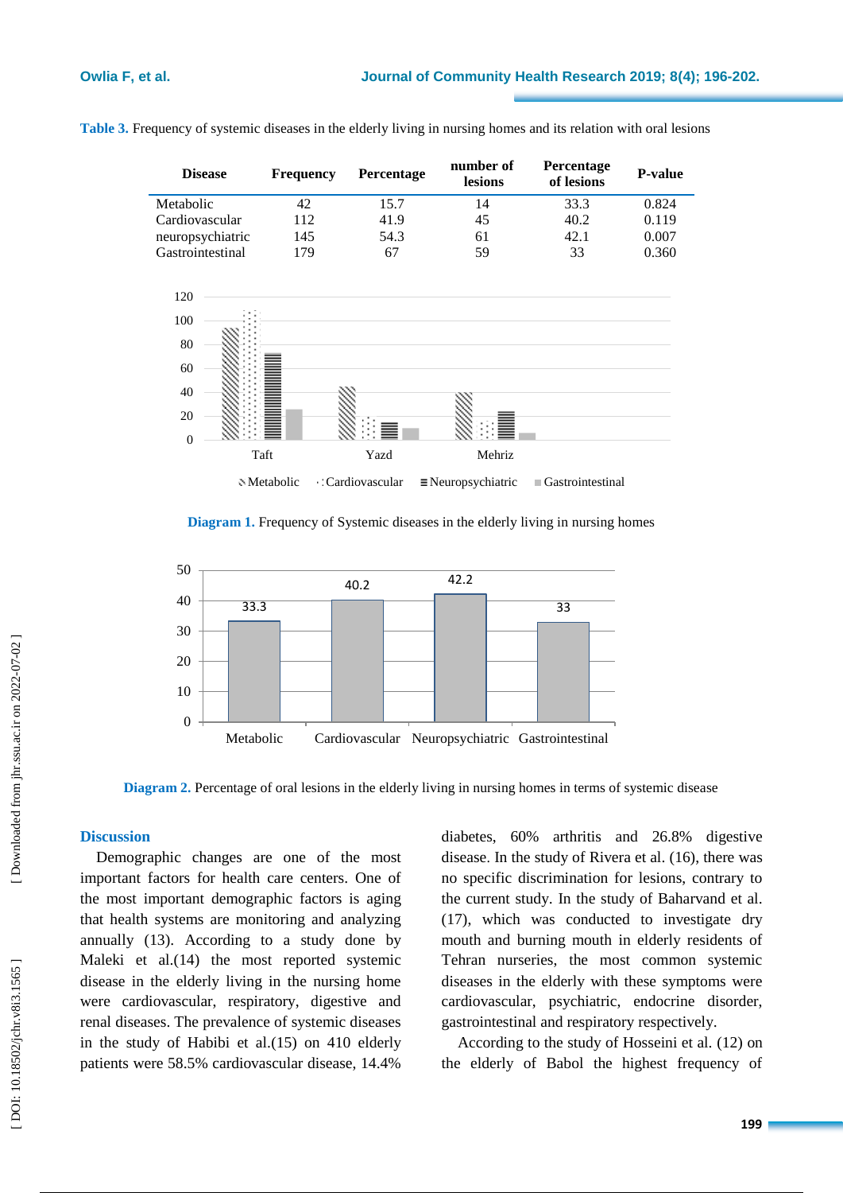**Table 3.** Frequency of systemic diseases in the elderly living in nursing homes and its relation with oral lesions

| Disease | Frequency | Percentage | number of lesions | Percentage of lesions | P-value |
|---|---|---|---|---|---|
| Metabolic | 42 | 15.7 | 14 | 33.3 | 0.824 |
| Cardiovascular | 112 | 41.9 | 45 | 40.2 | 0.119 |
| neuropsychiatric | 145 | 54.3 | 61 | 42.1 | 0.007 |
| Gastrointestinal | 179 | 67 | 59 | 33 | 0.360 |

**Diagram 1.** Frequency of Systemic diseases in the elderly living in nursing homes

**Diagram 2.** Percentage of oral lesions in the elderly living in nursing homes in terms of systemic disease

## Discussion

Demographic changes are one of the most important factors for health care centers. One of the most important demographic factors is aging that health systems are monitoring and analyzing annually (13). According to a study done by Maleki et al.(14) the most reported systemic disease in the elderly living in the nursing home were cardiovascular, respiratory, digestive and renal diseases. The prevalence of systemic diseases in the study of Habibi et al.(15) on 410 elderly patients were 58.5% cardiovascular disease, 14.4% diabetes, 60% arthritis and 26.8% digestive disease. In the study of Rivera et al. (16), there was no specific discrimination for lesions, contrary to the current study. In the study of Baharvand et al. (17), which was conducted to investigate dry mouth and burning mouth in elderly residents of Tehran nurseries, the most common systemic diseases in the elderly with these symptoms were cardiovascular, psychiatric, endocrine disorder, gastrointestinal and respiratory respectively.

According to the study of Hosseini et al. (12) on the elderly of Babol the highest frequency of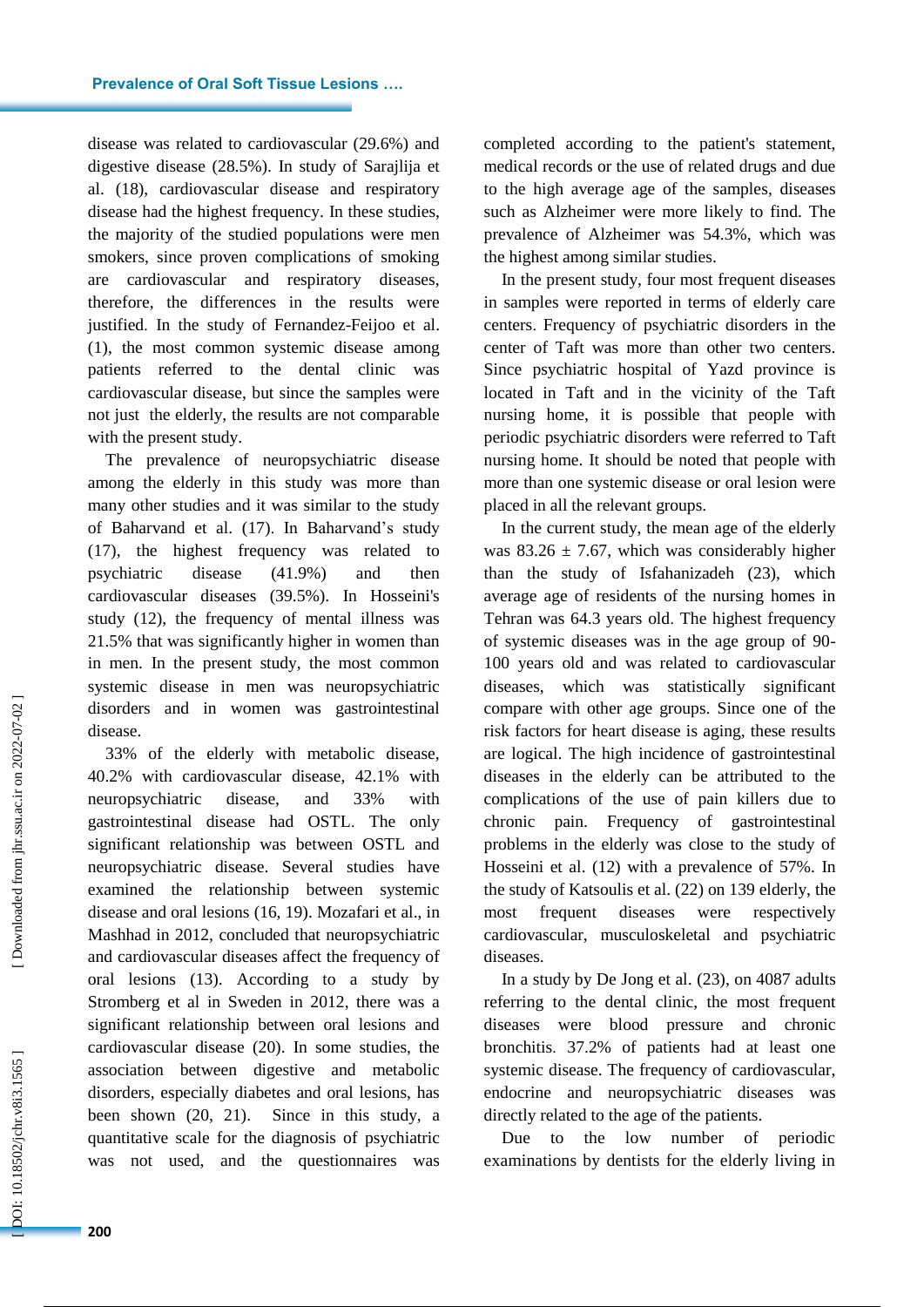disease was related to cardiovascular (29.6%) and digestive disease (28.5%). In study of Sarajlija et al. (18), cardiovascular disease and respiratory disease had the highest frequency. In these studies, the majority of the studied populations were men smokers, since proven complications of smoking are cardiovascular and respiratory diseases, therefore, the differences in the results were justified. In the study of Fernandez-Feijoo et al. (1), the most common systemic disease among patients referred to the dental clinic was cardiovascular disease, but since the samples were not just the elderly, the results are not comparable with the present study.

The prevalence of neuropsychiatric disease among the elderly in this study was more than many other studies and it was similar to the study of Baharvand et al. (17). In Baharvand's study (17), the highest frequency was related to psychiatric disease (41.9%) and then cardiovascular diseases (39.5%). In Hosseini's study (12), the frequency of mental illness was 21.5% that was significantly higher in women than in men. In the present study, the most common systemic disease in men was neuropsychiatric disorders and in women was gastrointestinal disease.

33% of the elderly with metabolic disease, 40.2% with cardiovascular disease, 42.1% with neuropsychiatric disease, and 33% with gastrointestinal disease had OSTL. The only significant relationship was between OSTL and neuropsychiatric disease. Several studies have examined the relationship between systemic disease and oral lesions (16, 19). Mozafari et al., in Mashhad in 2012, concluded that neuropsychiatric and cardiovascular diseases affect the frequency of oral lesions (13). According to a study by Stromberg et al in Sweden in 2012, there was a significant relationship between oral lesions and cardiovascular disease (20). In some studies, the association between digestive and metabolic disorders, especially diabetes and oral lesions, has been shown (20, 21). Since in this study, a quantitative scale for the diagnosis of psychiatric was not used, and the questionnaires was completed according to the patient's statement, medical records or the use of related drugs and due to the high average age of the samples, diseases such as Alzheimer were more likely to find. The prevalence of Alzheimer was 54.3%, which was the highest among similar studies.

In the present study, four most frequent diseases in samples were reported in terms of elderly care centers. Frequency of psychiatric disorders in the center of Taft was more than other two centers. Since psychiatric hospital of Yazd province is located in Taft and in the vicinity of the Taft nursing home, it is possible that people with periodic psychiatric disorders were referred to Taft nursing home. It should be noted that people with more than one systemic disease or oral lesion were placed in all the relevant groups.

In the current study, the mean age of the elderly was $83.26 \pm 7.67$, which was considerably higher than the study of Isfahanizadeh (23), which average age of residents of the nursing homes in Tehran was 64.3 years old. The highest frequency of systemic diseases was in the age group of 90-100 years old and was related to cardiovascular diseases, which was statistically significant compare with other age groups. Since one of the risk factors for heart disease is aging, these results are logical. The high incidence of gastrointestinal diseases in the elderly can be attributed to the complications of the use of pain killers due to chronic pain. Frequency of gastrointestinal problems in the elderly was close to the study of Hosseini et al. (12) with a prevalence of 57%. In the study of Katsoulis et al. (22) on 139 elderly, the most frequent diseases were respectively cardiovascular, musculoskeletal and psychiatric diseases.

In a study by De Jong et al. (23), on 4087 adults referring to the dental clinic, the most frequent diseases were blood pressure and chronic bronchitis. 37.2% of patients had at least one systemic disease. The frequency of cardiovascular, endocrine and neuropsychiatric diseases was directly related to the age of the patients.

Due to the low number of periodic examinations by dentists for the elderly living in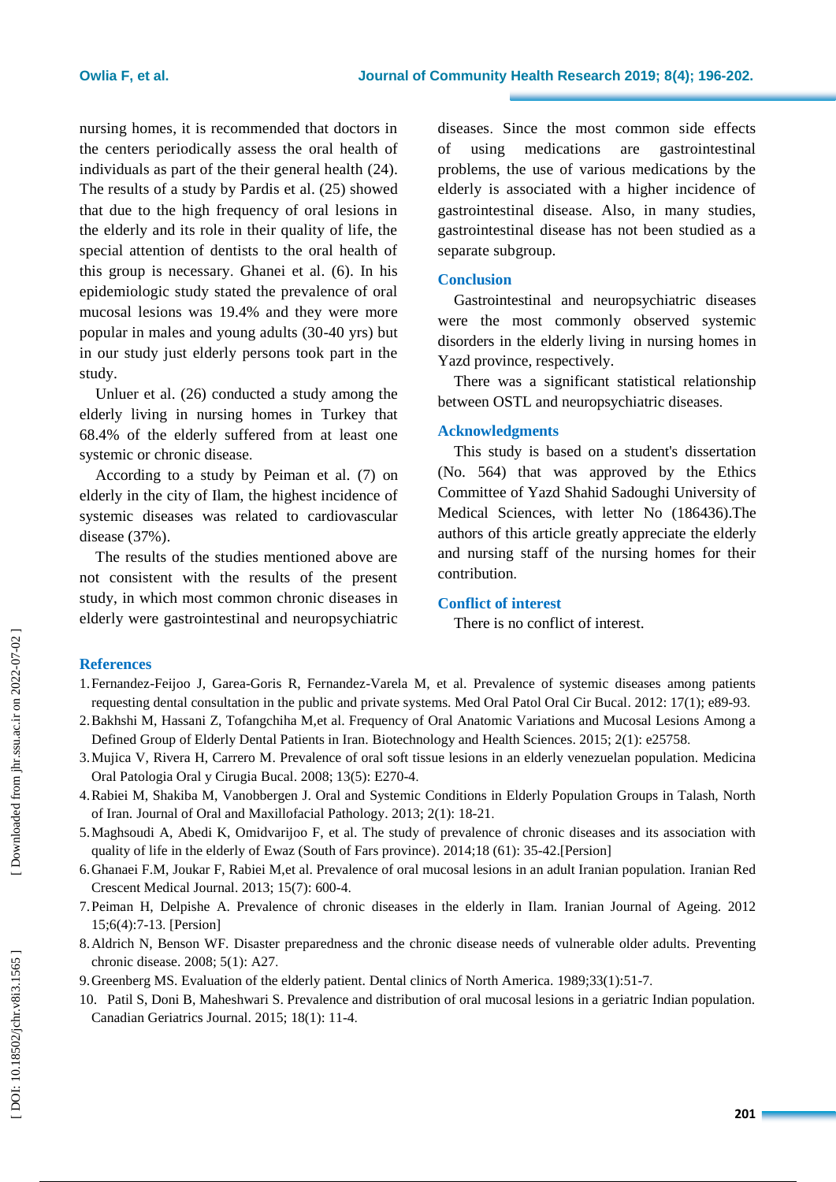nursing homes, it is recommended that doctors in the centers periodically assess the oral health of individuals as part of the their general health (24). The results of a study by Pardis et al. (25) showed that due to the high frequency of oral lesions in the elderly and its role in their quality of life, the special attention of dentists to the oral health of this group is necessary. Ghanei et al. (6). In his epidemiologic study stated the prevalence of oral mucosal lesions was 19.4% and they were more popular in males and young adults (30-40 yrs) but in our study just elderly persons took part in the study.

Unluer et al. (26) conducted a study among the elderly living in nursing homes in Turkey that 68.4% of the elderly suffered from at least one systemic or chronic disease.

According to a study by Peiman et al. (7) on elderly in the city of Ilam, the highest incidence of systemic diseases was related to cardiovascular disease (37%).

The results of the studies mentioned above are not consistent with the results of the present study, in which most common chronic diseases in elderly were gastrointestinal and neuropsychiatric diseases. Since the most common side effects of using medications are gastrointestinal problems, the use of various medications by the elderly is associated with a higher incidence of gastrointestinal disease. Also, in many studies, gastrointestinal disease has not been studied as a separate subgroup.

## Conclusion

Gastrointestinal and neuropsychiatric diseases were the most commonly observed systemic disorders in the elderly living in nursing homes in Yazd province, respectively.

There was a significant statistical relationship between OSTL and neuropsychiatric diseases.

## Acknowledgments

This study is based on a student's dissertation (No. 564) that was approved by the Ethics Committee of Yazd Shahid Sadoughi University of Medical Sciences, with letter No (186436).The authors of this article greatly appreciate the elderly and nursing staff of the nursing homes for their contribution.

## Conflict of interest

There is no conflict of interest.

## References

1. Fernandez-Feijoo J, Garea-Goris R, Fernandez-Varela M, et al. Prevalence of systemic diseases among patients requesting dental consultation in the public and private systems. Med Oral Patol Oral Cir Bucal. 2012: 17(1); e89-93.
2. Bakhshi M, Hassani Z, Tofangchiha M,et al. Frequency of Oral Anatomic Variations and Mucosal Lesions Among a Defined Group of Elderly Dental Patients in Iran. Biotechnology and Health Sciences. 2015; 2(1): e25758.
3. Mujica V, Rivera H, Carrero M. Prevalence of oral soft tissue lesions in an elderly venezuelan population. Medicina Oral Patologia Oral y Cirugia Bucal. 2008; 13(5): E270-4.
4. Rabiei M, Shakiba M, Vanobbergen J. Oral and Systemic Conditions in Elderly Population Groups in Talash, North of Iran. Journal of Oral and Maxillofacial Pathology. 2013; 2(1): 18-21.
5. Maghsoudi A, Abedi K, Omidvarijoo F, et al. The study of prevalence of chronic diseases and its association with quality of life in the elderly of Ewaz (South of Fars province). 2014;18 (61): 35-42.[Persion]
6. Ghanaei F.M, Joukar F, Rabiei M,et al. Prevalence of oral mucosal lesions in an adult Iranian population. Iranian Red Crescent Medical Journal. 2013; 15(7): 600-4.
7. Peiman H, Delpishe A. Prevalence of chronic diseases in the elderly in Ilam. Iranian Journal of Ageing. 2012 15;6(4):7-13. [Persion]
8. Aldrich N, Benson WF. Disaster preparedness and the chronic disease needs of vulnerable older adults. Preventing chronic disease. 2008; 5(1): A27.
9. Greenberg MS. Evaluation of the elderly patient. Dental clinics of North America. 1989;33(1):51-7.
10. Patil S, Doni B, Maheshwari S. Prevalence and distribution of oral mucosal lesions in a geriatric Indian population. Canadian Geriatrics Journal. 2015; 18(1): 11-4.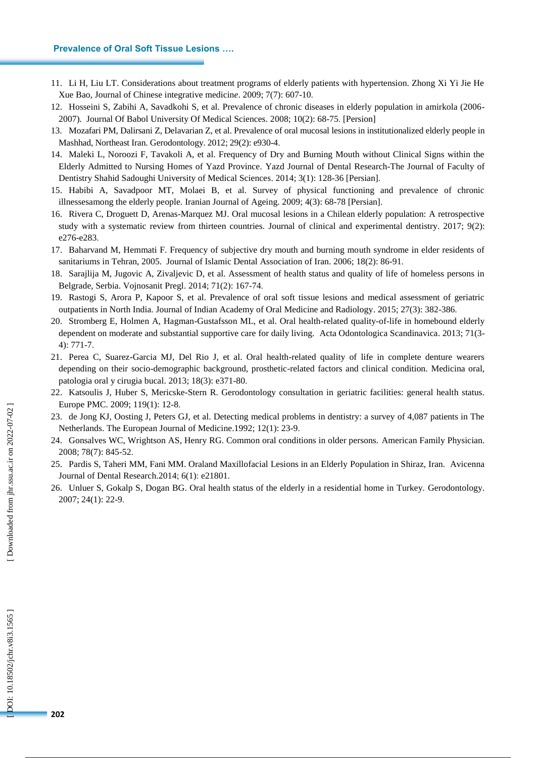11. Li H, Liu LT. Considerations about treatment programs of elderly patients with hypertension. Zhong Xi Yi Jie He Xue Bao, Journal of Chinese integrative medicine. 2009; 7(7): 607-10.
12. Hosseini S, Zabihi A, Savadkohi S, et al. Prevalence of chronic diseases in elderly population in amirkola (2006-2007). Journal Of Babol University Of Medical Sciences. 2008; 10(2): 68-75. [Persion]
13. Mozafari PM, Dalirsani Z, Delavarian Z, et al. Prevalence of oral mucosal lesions in institutionalized elderly people in Mashhad, Northeast Iran. Gerodontology. 2012; 29(2): e930-4.
14. Maleki L, Noroozi F, Tavakoli A, et al. Frequency of Dry and Burning Mouth without Clinical Signs within the Elderly Admitted to Nursing Homes of Yazd Province. Yazd Journal of Dental Research-The Journal of Faculty of Dentistry Shahid Sadoughi University of Medical Sciences. 2014; 3(1): 128-36 [Persian].
15. Habibi A, Savadpoor MT, Molaei B, et al. Survey of physical functioning and prevalence of chronic illnessesamong the elderly people. Iranian Journal of Ageing. 2009; 4(3): 68-78 [Persian].
16. Rivera C, Droguett D, Arenas-Marquez MJ. Oral mucosal lesions in a Chilean elderly population: A retrospective study with a systematic review from thirteen countries. Journal of clinical and experimental dentistry. 2017; 9(2): e276-e283.
17. Baharvand M, Hemmati F. Frequency of subjective dry mouth and burning mouth syndrome in elder residents of sanitariums in Tehran, 2005. Journal of Islamic Dental Association of Iran. 2006; 18(2): 86-91.
18. Sarajlija M, Jugovic A, Zivaljevic D, et al. Assessment of health status and quality of life of homeless persons in Belgrade, Serbia. Vojnosanit Pregl. 2014; 71(2): 167-74.
19. Rastogi S, Arora P, Kapoor S, et al. Prevalence of oral soft tissue lesions and medical assessment of geriatric outpatients in North India. Journal of Indian Academy of Oral Medicine and Radiology. 2015; 27(3): 382-386.
20. Stromberg E, Holmen A, Hagman-Gustafsson ML, et al. Oral health-related quality-of-life in homebound elderly dependent on moderate and substantial supportive care for daily living. Acta Odontologica Scandinavica. 2013; 71(3-4): 771-7.
21. Perea C, Suarez-Garcia MJ, Del Rio J, et al. Oral health-related quality of life in complete denture wearers depending on their socio-demographic background, prosthetic-related factors and clinical condition. Medicina oral, patologia oral y cirugia bucal. 2013; 18(3): e371-80.
22. Katsoulis J, Huber S, Mericske-Stern R. Gerodontology consultation in geriatric facilities: general health status. Europe PMC. 2009; 119(1): 12-8.
23. de Jong KJ, Oosting J, Peters GJ, et al. Detecting medical problems in dentistry: a survey of 4,087 patients in The Netherlands. The European Journal of Medicine.1992; 12(1): 23-9.
24. Gonsalves WC, Wrightson AS, Henry RG. Common oral conditions in older persons. American Family Physician. 2008; 78(7): 845-52.
25. Pardis S, Taheri MM, Fani MM. Oraland Maxillofacial Lesions in an Elderly Population in Shiraz, Iran. Avicenna Journal of Dental Research.2014; 6(1): e21801.
26. Unluer S, Gokalp S, Dogan BG. Oral health status of the elderly in a residential home in Turkey. Gerodontology. 2007; 24(1): 22-9.